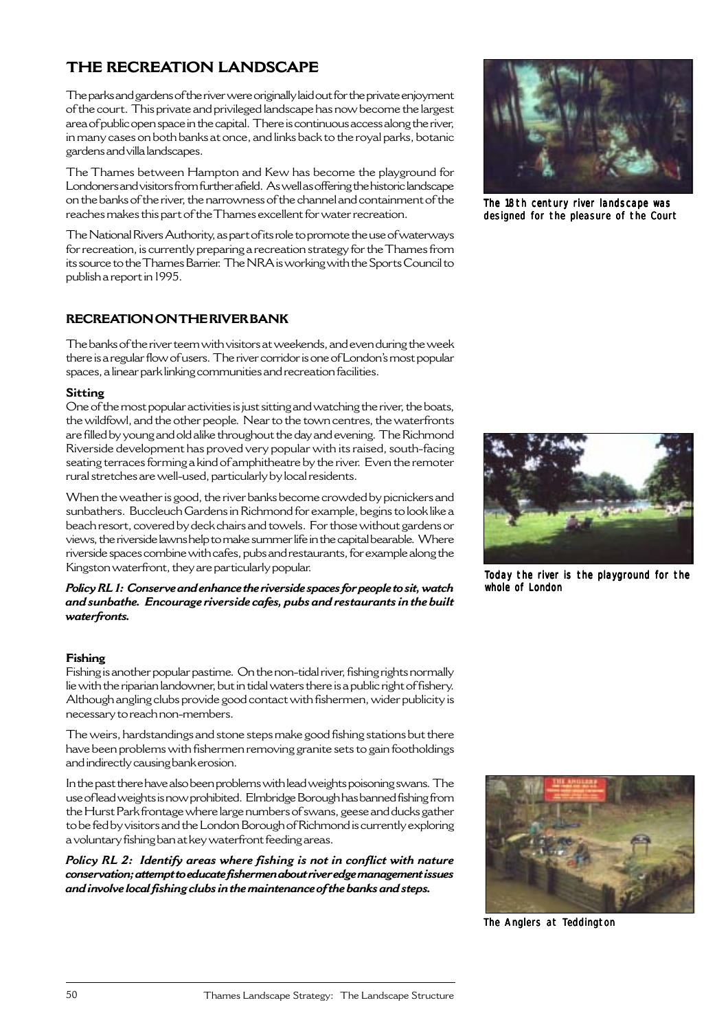# THE RECREATION LANDSCAPE

The parks and gardens of the river were originally laid out for the private enjoyment of the court. This private and privileged landscape has now become the largest area of public open space in the capital. There is continuous access along the river, in many cases on both banks at once, and links back to the royal parks, botanic gardens and villa landscapes.

The Thames between Hampton and Kew has become the playground for Londoners and visitors from further afield. As well as offering the historic landscape on the banks of the river, the narrowness of the channel and containment of the reaches makes this part of the Thames excellent for water recreation.

The National Rivers Authority, as part of its role to promote the use of waterways for recreation, is currently preparing a recreation strategy for the Thames from its source to the Thames Barrier. The NRA is working with the Sports Council to publish a report in 1995.

The 18th century river landscape was designed for the pleasure of the Court

## RECREATION ON THE RIVER BANK

The banks of the river teem with visitors at weekends, and even during the week there is a regular flow of users. The river corridor is one of London's most popular spaces, a linear park linking communities and recreation facilities.

### Sitting

One of the most popular activities is just sitting and watching the river, the boats, the wildfowl, and the other people. Near to the town centres, the waterfronts are filled by young and old alike throughout the day and evening. The Richmond Riverside development has proved very popular with its raised, south-facing seating terraces forming a kind of amphitheatre by the river. Even the remoter rural stretches are well-used, particularly by local residents.

When the weather is good, the river banks become crowded by picnickers and sunbathers. Buccleuch Gardens in Richmond for example, begins to look like a beach resort, covered by deck chairs and towels. For those without gardens or views, the riverside lawns help to make summer life in the capital bearable. Where riverside spaces combine with cafes, pubs and restaurants, for example along the Kingston waterfront, they are particularly popular.

***Policy RL 1: Conserve and enhance the riverside spaces for people to sit, watch and sunbathe. Encourage riverside cafes, pubs and restaurants in the built waterfronts.***

Today the river is the playground for the whole of London

### Fishing

Fishing is another popular pastime. On the non-tidal river, fishing rights normally lie with the riparian landowner, but in tidal waters there is a public right of fishery. Although angling clubs provide good contact with fishermen, wider publicity is necessary to reach non-members.

The weirs, hardstandings and stone steps make good fishing stations but there have been problems with fishermen removing granite sets to gain footholdings and indirectly causing bank erosion.

In the past there have also been problems with lead weights poisoning swans. The use of lead weights is now prohibited. Elmbridge Borough has banned fishing from the Hurst Park frontage where large numbers of swans, geese and ducks gather to be fed by visitors and the London Borough of Richmond is currently exploring a voluntary fishing ban at key waterfront feeding areas.

***Policy RL 2: Identify areas where fishing is not in conflict with nature conservation; attempt to educate fishermen about river edge management issues and involve local fishing clubs in the maintenance of the banks and steps.***

The Anglers at Teddington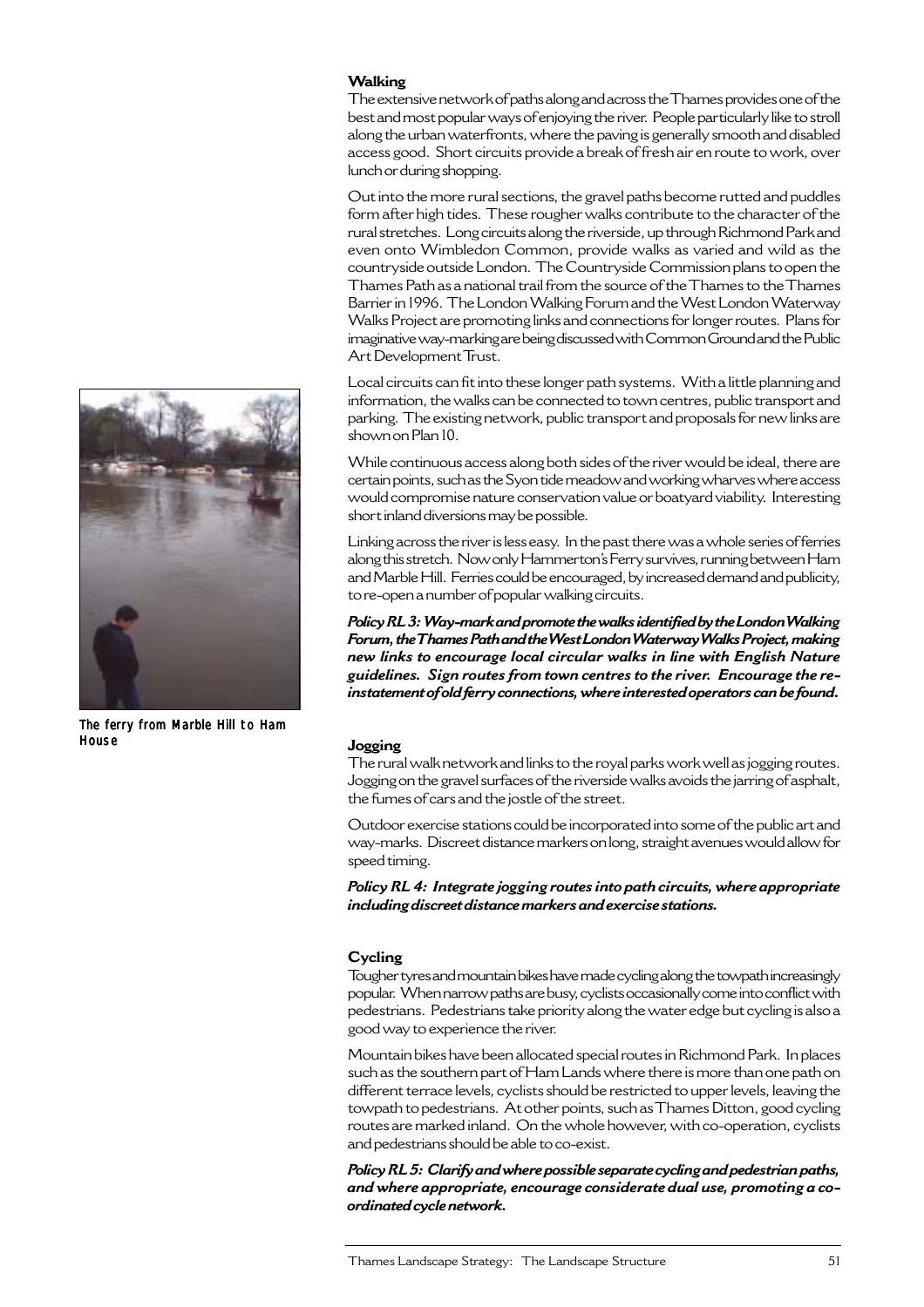### Walking

The extensive network of paths along and across the Thames provides one of the best and most popular ways of enjoying the river. People particularly like to stroll along the urban waterfronts, where the paving is generally smooth and disabled access good. Short circuits provide a break of fresh air en route to work, over lunch or during shopping.

Out into the more rural sections, the gravel paths become rutted and puddles form after high tides. These rougher walks contribute to the character of the rural stretches. Long circuits along the riverside, up through Richmond Park and even onto Wimbledon Common, provide walks as varied and wild as the countryside outside London. The Countryside Commission plans to open the Thames Path as a national trail from the source of the Thames to the Thames Barrier in 1996. The London Walking Forum and the West London Waterway Walks Project are promoting links and connections for longer routes. Plans for imaginative way-marking are being discussed with Common Ground and the Public Art Development Trust.

Local circuits can fit into these longer path systems. With a little planning and information, the walks can be connected to town centres, public transport and parking. The existing network, public transport and proposals for new links are shown on Plan 10.

While continuous access along both sides of the river would be ideal, there are certain points, such as the Syon tide meadow and working wharves where access would compromise nature conservation value or boatyard viability. Interesting short inland diversions may be possible.

Linking across the river is less easy. In the past there was a whole series of ferries along this stretch. Now only Hammerton's Ferry survives, running between Ham and Marble Hill. Ferries could be encouraged, by increased demand and publicity, to re-open a number of popular walking circuits.

***Policy RL 3: Way-mark and promote the walks identified by the London Walking Forum, the Thames Path and the West London Waterway Walks Project, making new links to encourage local circular walks in line with English Nature guidelines. Sign routes from town centres to the river. Encourage the re-instatement of old ferry connections, where interested operators can be found.***

The ferry from Marble Hill to Ham House

### Jogging

The rural walk network and links to the royal parks work well as jogging routes. Jogging on the gravel surfaces of the riverside walks avoids the jarring of asphalt, the fumes of cars and the jostle of the street.

Outdoor exercise stations could be incorporated into some of the public art and way-marks. Discreet distance markers on long, straight avenues would allow for speed timing.

***Policy RL 4: Integrate jogging routes into path circuits, where appropriate including discreet distance markers and exercise stations.***

### Cycling

Tougher tyres and mountain bikes have made cycling along the towpath increasingly popular. When narrow paths are busy, cyclists occasionally come into conflict with pedestrians. Pedestrians take priority along the water edge but cycling is also a good way to experience the river.

Mountain bikes have been allocated special routes in Richmond Park. In places such as the southern part of Ham Lands where there is more than one path on different terrace levels, cyclists should be restricted to upper levels, leaving the towpath to pedestrians. At other points, such as Thames Ditton, good cycling routes are marked inland. On the whole however, with co-operation, cyclists and pedestrians should be able to co-exist.

***Policy RL 5: Clarify and where possible separate cycling and pedestrian paths, and where appropriate, encourage considerate dual use, promoting a co-ordinated cycle network.***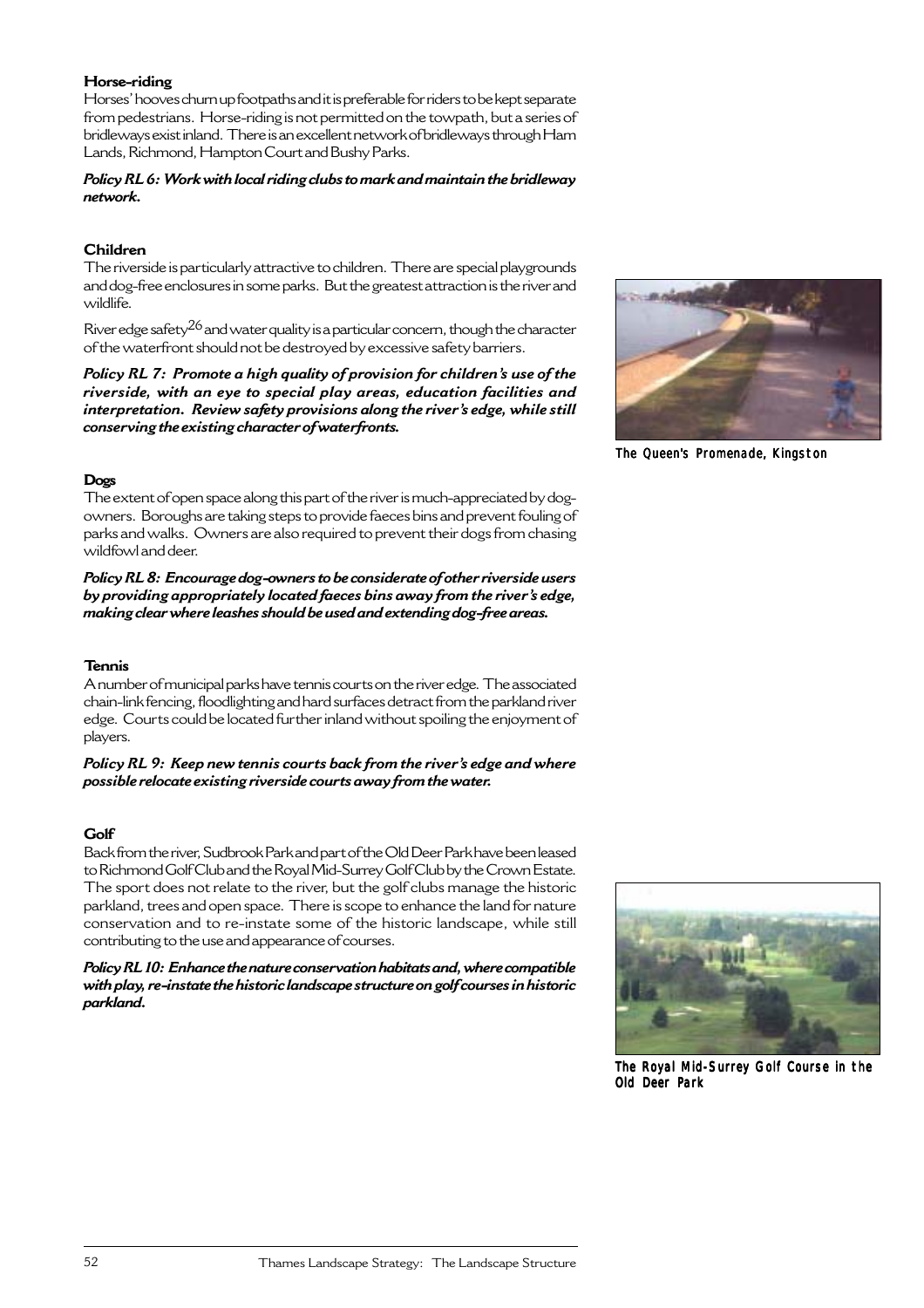### Horse-riding

Horses' hooves churn up footpaths and it is preferable for riders to be kept separate from pedestrians. Horse-riding is not permitted on the towpath, but a series of bridleways exist inland. There is an excellent network of bridleways through Ham Lands, Richmond, Hampton Court and Bushy Parks.

***Policy RL 6: Work with local riding clubs to mark and maintain the bridleway network.***

### Children

The riverside is particularly attractive to children. There are special playgrounds and dog-free enclosures in some parks. But the greatest attraction is the river and wildlife.

River edge safety[26] and water quality is a particular concern, though the character of the waterfront should not be destroyed by excessive safety barriers.

***Policy RL 7: Promote a high quality of provision for children's use of the riverside, with an eye to special play areas, education facilities and interpretation. Review safety provisions along the river's edge, while still conserving the existing character of waterfronts.***

The Queen's Promenade, Kingston

### Dogs

The extent of open space along this part of the river is much-appreciated by dog-owners. Boroughs are taking steps to provide faeces bins and prevent fouling of parks and walks. Owners are also required to prevent their dogs from chasing wildfowl and deer.

***Policy RL 8: Encourage dog-owners to be considerate of other riverside users by providing appropriately located faeces bins away from the river's edge, making clear where leashes should be used and extending dog-free areas.***

### Tennis

A number of municipal parks have tennis courts on the river edge. The associated chain-link fencing, floodlighting and hard surfaces detract from the parkland river edge. Courts could be located further inland without spoiling the enjoyment of players.

***Policy RL 9: Keep new tennis courts back from the river's edge and where possible relocate existing riverside courts away from the water.***

### Golf

Back from the river, Sudbrook Park and part of the Old Deer Park have been leased to Richmond Golf Club and the Royal Mid-Surrey Golf Club by the Crown Estate. The sport does not relate to the river, but the golf clubs manage the historic parkland, trees and open space. There is scope to enhance the land for nature conservation and to re-instate some of the historic landscape, while still contributing to the use and appearance of courses.

***Policy RL 10: Enhance the nature conservation habitats and, where compatible with play, re-instate the historic landscape structure on golf courses in historic parkland.***

The Royal Mid-Surrey Golf Course in the Old Deer Park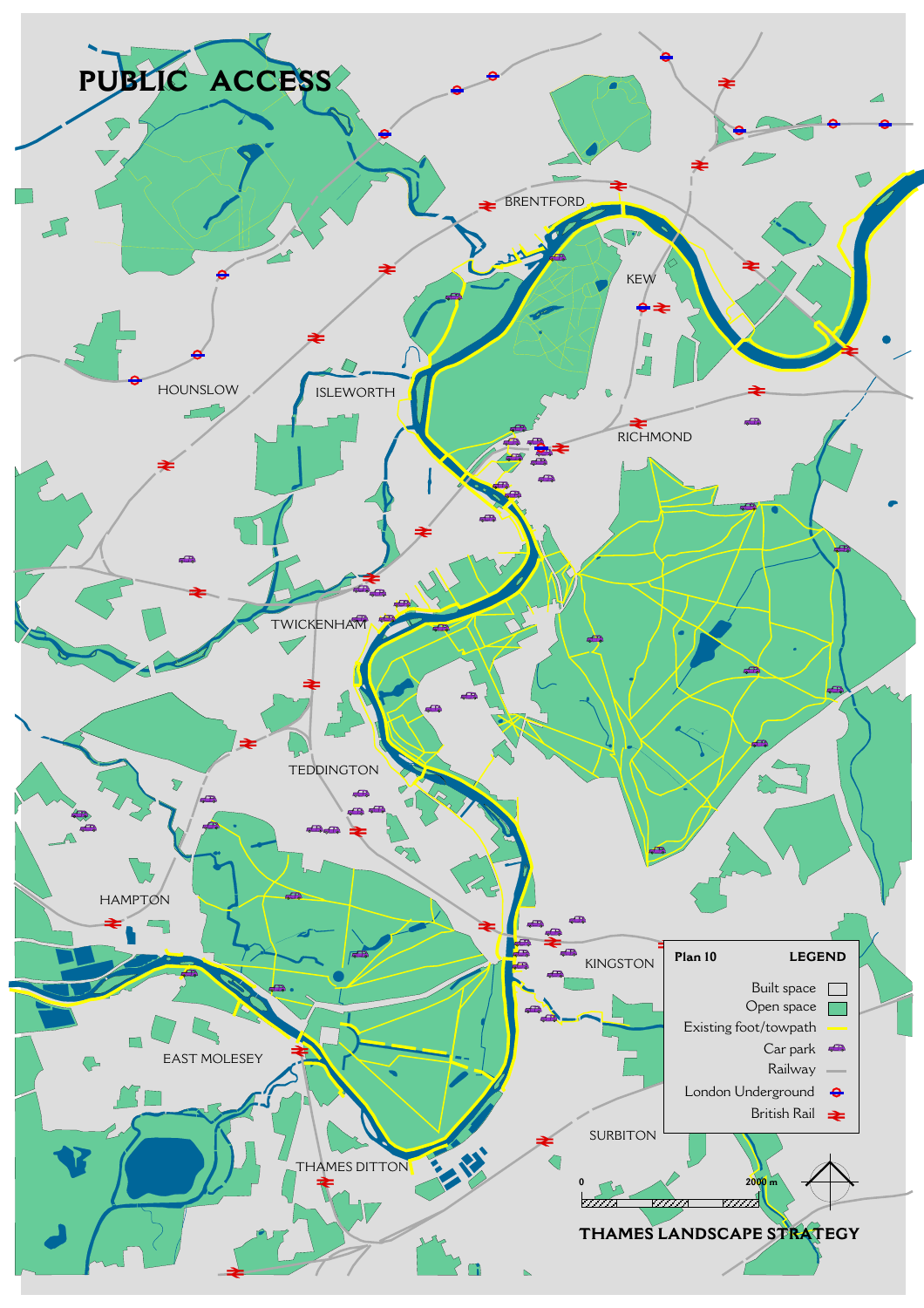# PUBLIC ACCESS

BRENTFORD

KEW

HOUNSLOW

ISLEWORTH

RICHMOND

TWICKENHAM

TEDDINGTON

HAMPTON

KINGSTON

EAST MOLESEY

THAMES DITTON

SURBITON

**Plan 10** **LEGEND**

- Built space
- Open space
- Existing foot/towpath
- Car park
- Railway
- London Underground
- British Rail

0 2000 m

**THAMES LANDSCAPE STRATEGY**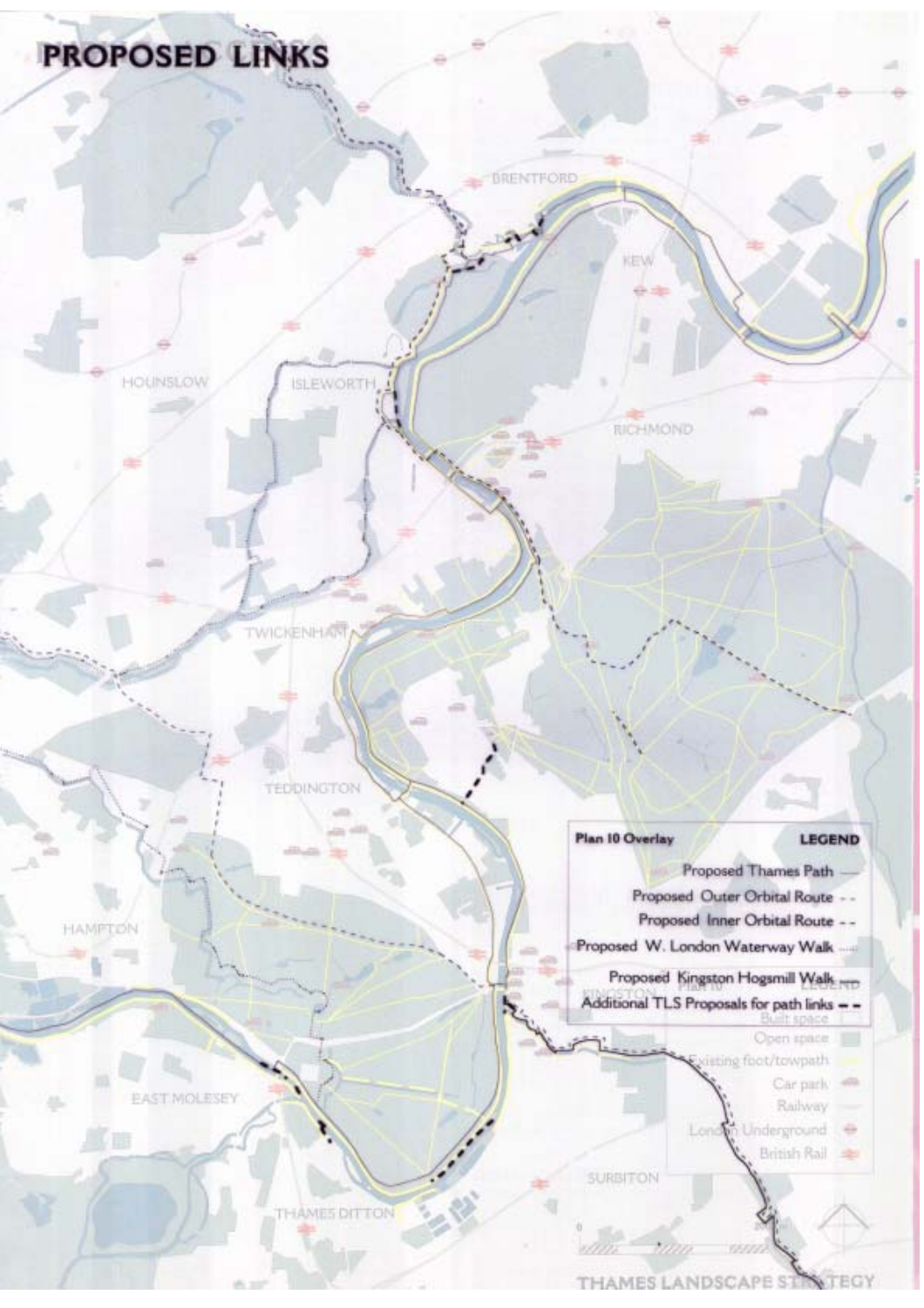# PROPOSED LINKS

BRENTFORD

KEW

HOUNSLOW

ISLEWORTH

RICHMOND

TWICKENHAM

TEDDINGTON

HAMPTON

KINGSTON

EAST MOLESEY

SURBITON

THAMES DITTON

**Plan 10 Overlay** **LEGEND**

Proposed Thames Path —

Proposed Outer Orbital Route - -

Proposed Inner Orbital Route - -

Proposed W. London Waterway Walk ....

Proposed Kingston Hogsmill Walk

Additional TLS Proposals for path links - -

**Plan 10 LEGEND**

Built space

Open space

Existing foot/towpath

Car park

Railway

London Underground

British Rail

THAMES LANDSCAPE STRATEGY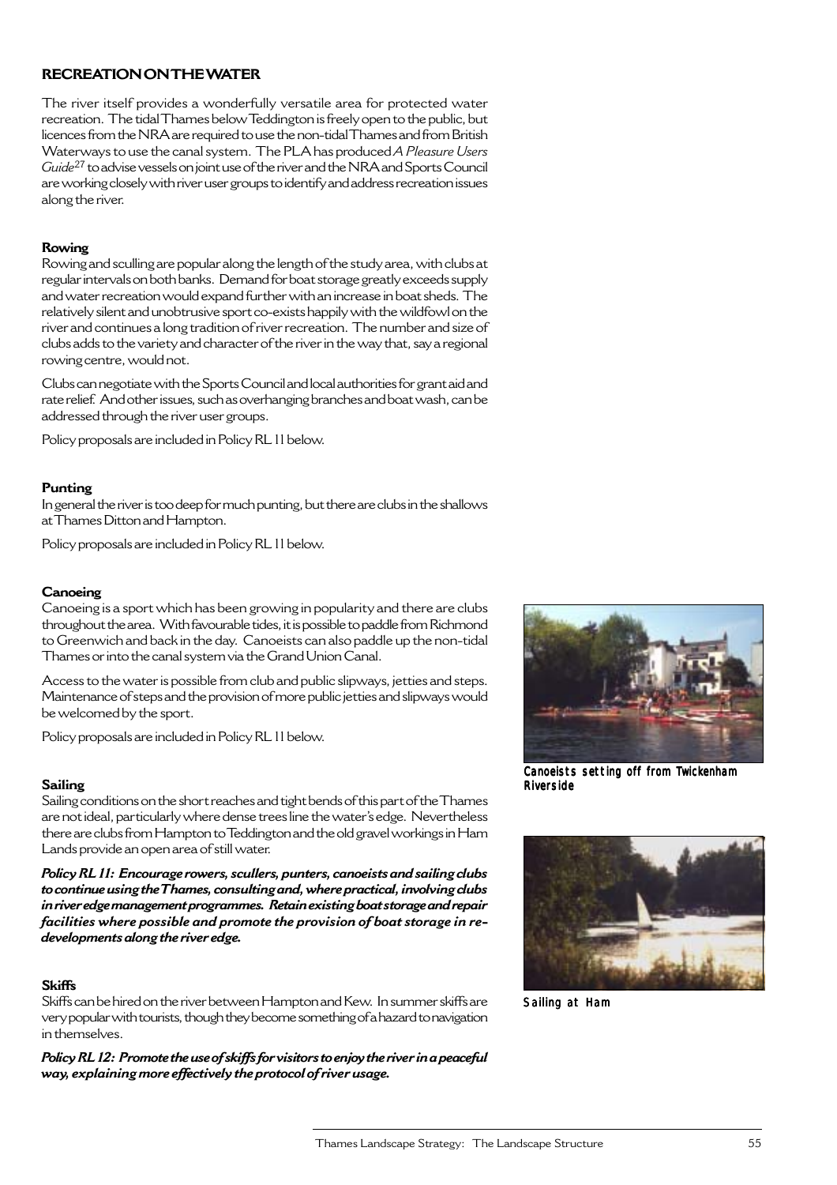## RECREATION ON THE WATER

The river itself provides a wonderfully versatile area for protected water recreation. The tidal Thames below Teddington is freely open to the public, but licences from the NRA are required to use the non-tidal Thames and from British Waterways to use the canal system. The PLA has produced *A Pleasure Users Guide*[27] to advise vessels on joint use of the river and the NRA and Sports Council are working closely with river user groups to identify and address recreation issues along the river.

### Rowing

Rowing and sculling are popular along the length of the study area, with clubs at regular intervals on both banks. Demand for boat storage greatly exceeds supply and water recreation would expand further with an increase in boat sheds. The relatively silent and unobtrusive sport co-exists happily with the wildfowl on the river and continues a long tradition of river recreation. The number and size of clubs adds to the variety and character of the river in the way that, say a regional rowing centre, would not.

Clubs can negotiate with the Sports Council and local authorities for grant aid and rate relief. And other issues, such as overhanging branches and boat wash, can be addressed through the river user groups.

Policy proposals are included in Policy RL 11 below.

### Punting

In general the river is too deep for much punting, but there are clubs in the shallows at Thames Ditton and Hampton.

Policy proposals are included in Policy RL 11 below.

### Canoeing

Canoeing is a sport which has been growing in popularity and there are clubs throughout the area. With favourable tides, it is possible to paddle from Richmond to Greenwich and back in the day. Canoeists can also paddle up the non-tidal Thames or into the canal system via the Grand Union Canal.

Access to the water is possible from club and public slipways, jetties and steps. Maintenance of steps and the provision of more public jetties and slipways would be welcomed by the sport.

Policy proposals are included in Policy RL 11 below.

Canoeists setting off from Twickenham Riverside

### Sailing

Sailing conditions on the short reaches and tight bends of this part of the Thames are not ideal, particularly where dense trees line the water's edge. Nevertheless there are clubs from Hampton to Teddington and the old gravel workings in Ham Lands provide an open area of still water.

***Policy RL 11: Encourage rowers, scullers, punters, canoeists and sailing clubs to continue using the Thames, consulting and, where practical, involving clubs in river edge management programmes. Retain existing boat storage and repair facilities where possible and promote the provision of boat storage in re-developments along the river edge.***

Sailing at Ham

### Skiffs

Skiffs can be hired on the river between Hampton and Kew. In summer skiffs are very popular with tourists, though they become something of a hazard to navigation in themselves.

***Policy RL 12: Promote the use of skiffs for visitors to enjoy the river in a peaceful way, explaining more effectively the protocol of river usage.***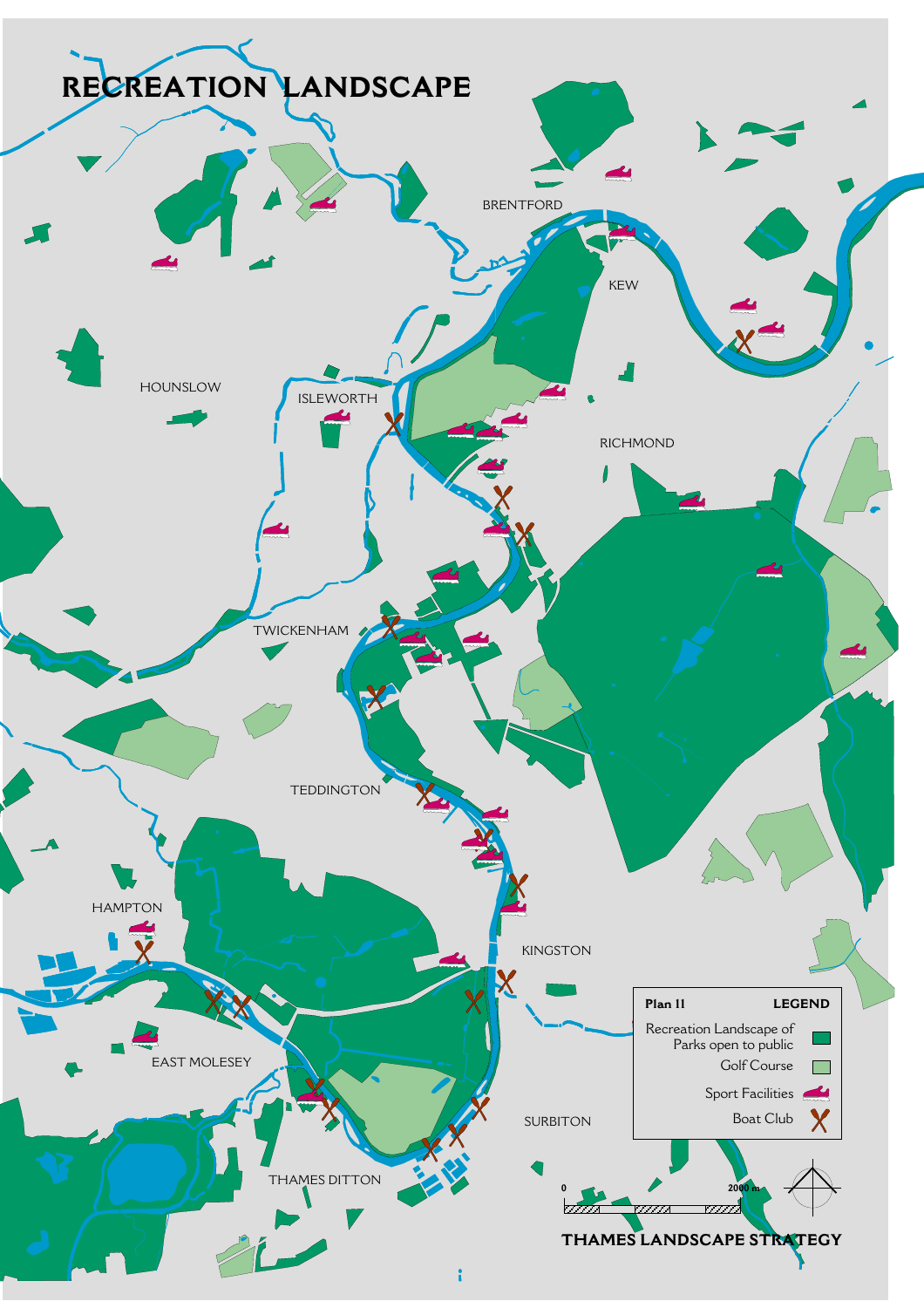# RECREATION LANDSCAPE

BRENTFORD

KEW

HOUNSLOW

ISLEWORTH

RICHMOND

TWICKENHAM

TEDDINGTON

HAMPTON

KINGSTON

EAST MOLESEY

SURBITON

THAMES DITTON

**Plan 11** **LEGEND**

- Recreation Landscape of Parks open to public
- Golf Course
- Sport Facilities
- Boat Club

0 2000 m

**THAMES LANDSCAPE STRATEGY**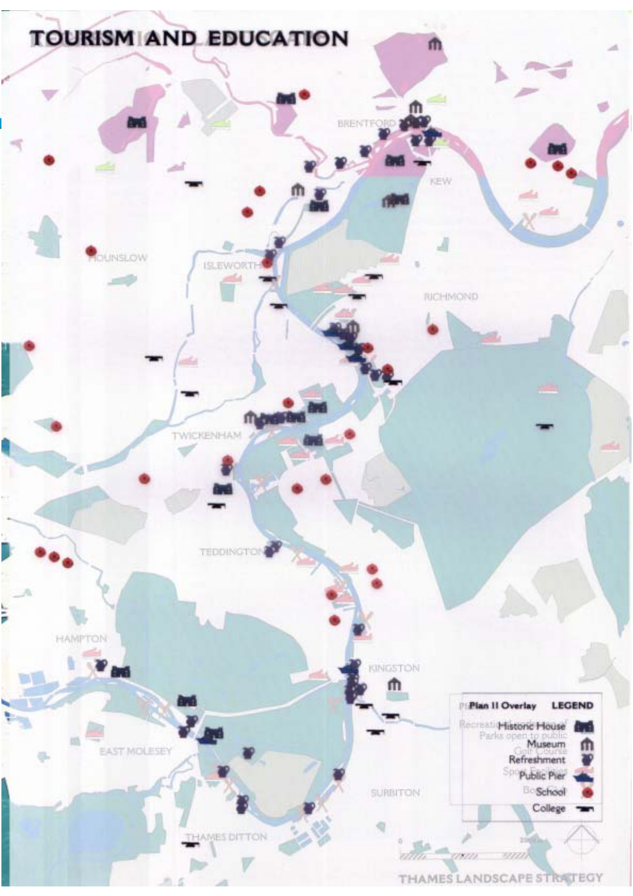# TOURISM AND EDUCATION

BRENTFORD

KEW

HOUNSLOW

ISLEWORTH

RICHMOND

TWICKENHAM

TEDDINGTON

HAMPTON

KINGSTON

EAST MOLESEY

SURBITON

THAMES DITTON

**Plan 11 Overlay** **LEGEND**

- Historic House
- Museum
- Refreshment
- Public Pier
- School
- College

THAMES LANDSCAPE STRATEGY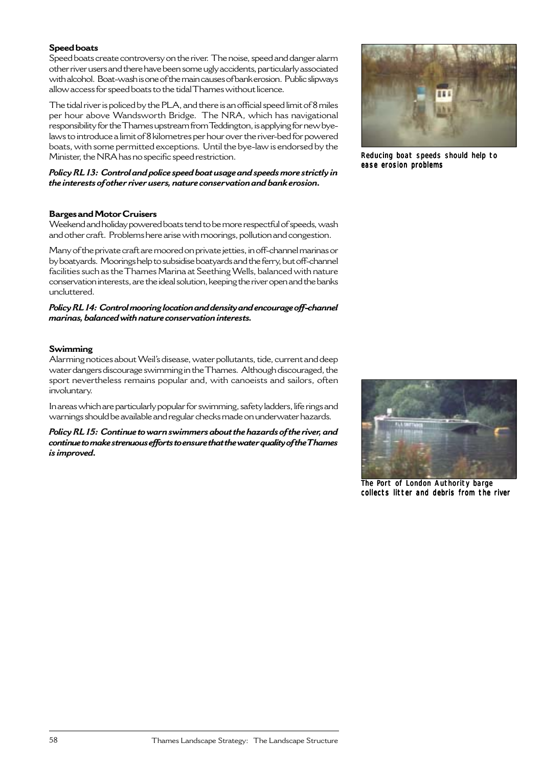**Speed boats**

Speed boats create controversy on the river. The noise, speed and danger alarm other river users and there have been some ugly accidents, particularly associated with alcohol. Boat-wash is one of the main causes of bank erosion. Public slipways allow access for speed boats to the tidal Thames without licence.

The tidal river is policed by the PLA, and there is an official speed limit of 8 miles per hour above Wandsworth Bridge. The NRA, which has navigational responsibility for the Thames upstream from Teddington, is applying for new bye-laws to introduce a limit of 8 kilometres per hour over the river-bed for powered boats, with some permitted exceptions. Until the bye-law is endorsed by the Minister, the NRA has no specific speed restriction.

***Policy RL 13: Control and police speed boat usage and speeds more strictly in the interests of other river users, nature conservation and bank erosion.***

Reducing boat speeds should help to ease erosion problems

**Barges and Motor Cruisers**

Weekend and holiday powered boats tend to be more respectful of speeds, wash and other craft. Problems here arise with moorings, pollution and congestion.

Many of the private craft are moored on private jetties, in off-channel marinas or by boatyards. Moorings help to subsidise boatyards and the ferry, but off-channel facilities such as the Thames Marina at Seething Wells, balanced with nature conservation interests, are the ideal solution, keeping the river open and the banks uncluttered.

***Policy RL 14: Control mooring location and density and encourage off-channel marinas, balanced with nature conservation interests.***

**Swimming**

Alarming notices about Weil's disease, water pollutants, tide, current and deep water dangers discourage swimming in the Thames. Although discouraged, the sport nevertheless remains popular and, with canoeists and sailors, often involuntary.

In areas which are particularly popular for swimming, safety ladders, life rings and warnings should be available and regular checks made on underwater hazards.

***Policy RL 15: Continue to warn swimmers about the hazards of the river, and continue to make strenuous efforts to ensure that the water quality of the Thames is improved.***

The Port of London Authority barge collects litter and debris from the river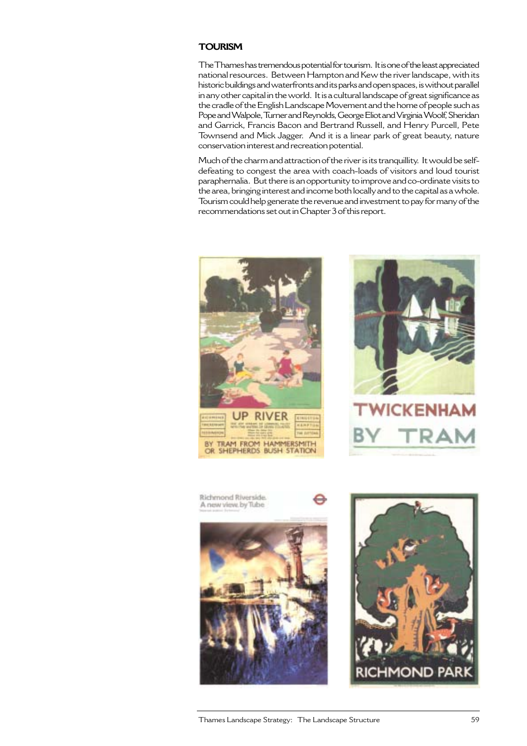## TOURISM

The Thames has tremendous potential for tourism. It is one of the least appreciated national resources. Between Hampton and Kew the river landscape, with its historic buildings and waterfronts and its parks and open spaces, is without parallel in any other capital in the world. It is a cultural landscape of great significance as the cradle of the English Landscape Movement and the home of people such as Pope and Walpole, Turner and Reynolds, George Eliot and Virginia Woolf, Sheridan and Garrick, Francis Bacon and Bertrand Russell, and Henry Purcell, Pete Townsend and Mick Jagger. And it is a linear park of great beauty, nature conservation interest and recreation potential.

Much of the charm and attraction of the river is its tranquillity. It would be self-defeating to congest the area with coach-loads of visitors and loud tourist paraphernalia. But there is an opportunity to improve and co-ordinate visits to the area, bringing interest and income both locally and to the capital as a whole. Tourism could help generate the revenue and investment to pay for many of the recommendations set out in Chapter 3 of this report.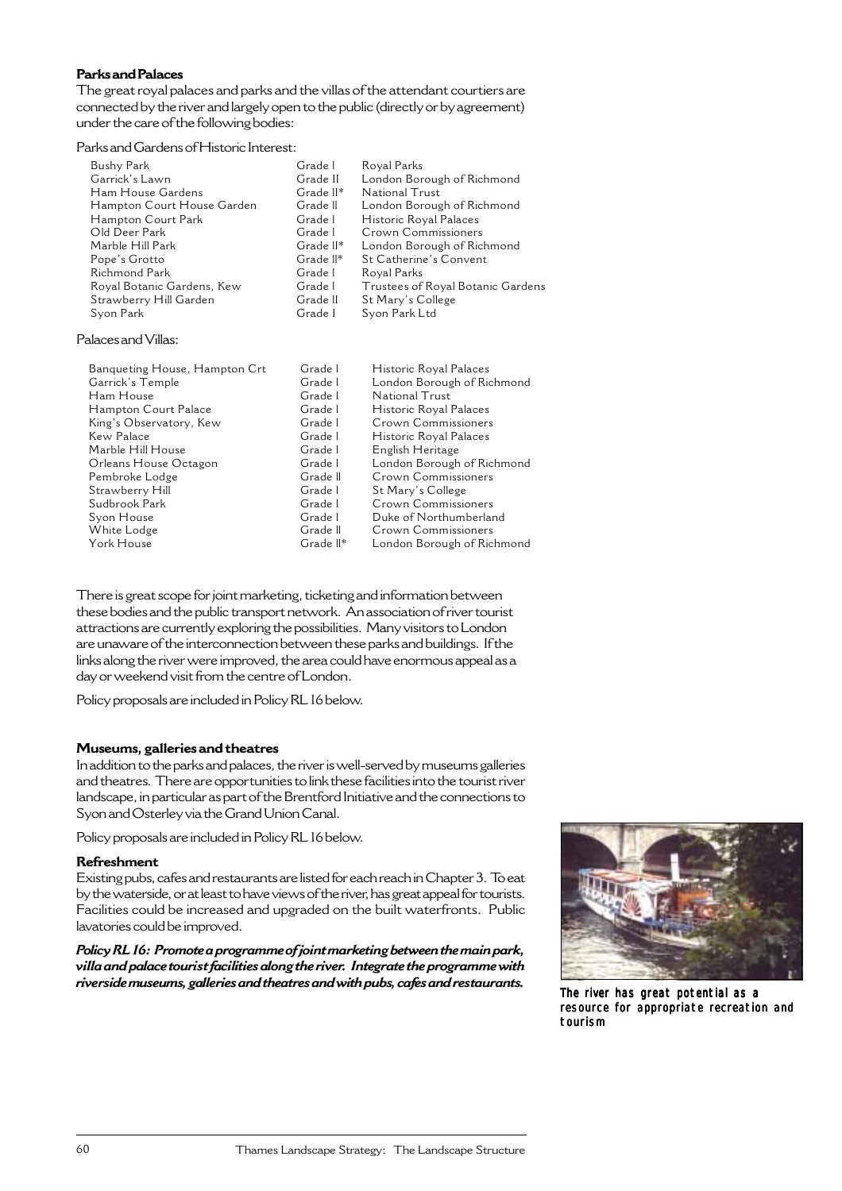**Parks and Palaces**

The great royal palaces and parks and the villas of the attendant courtiers are connected by the river and largely open to the public (directly or by agreement) under the care of the following bodies:

Parks and Gardens of Historic Interest:

| | | |
|---|---|---|
| Bushy Park | Grade I | Royal Parks |
| Garrick's Lawn | Grade II | London Borough of Richmond |
| Ham House Gardens | Grade II* | National Trust |
| Hampton Court House Garden | Grade II | London Borough of Richmond |
| Hampton Court Park | Grade I | Historic Royal Palaces |
| Old Deer Park | Grade I | Crown Commissioners |
| Marble Hill Park | Grade II* | London Borough of Richmond |
| Pope's Grotto | Grade II* | St Catherine's Convent |
| Richmond Park | Grade I | Royal Parks |
| Royal Botanic Gardens, Kew | Grade I | Trustees of Royal Botanic Gardens |
| Strawberry Hill Garden | Grade II | St Mary's College |
| Syon Park | Grade I | Syon Park Ltd |

Palaces and Villas:

| | | |
|---|---|---|
| Banqueting House, Hampton Crt | Grade I | Historic Royal Palaces |
| Garrick's Temple | Grade I | London Borough of Richmond |
| Ham House | Grade I | National Trust |
| Hampton Court Palace | Grade I | Historic Royal Palaces |
| King's Observatory, Kew | Grade I | Crown Commissioners |
| Kew Palace | Grade I | Historic Royal Palaces |
| Marble Hill House | Grade I | English Heritage |
| Orleans House Octagon | Grade I | London Borough of Richmond |
| Pembroke Lodge | Grade II | Crown Commissioners |
| Strawberry Hill | Grade I | St Mary's College |
| Sudbrook Park | Grade I | Crown Commissioners |
| Syon House | Grade I | Duke of Northumberland |
| White Lodge | Grade II | Crown Commissioners |
| York House | Grade II* | London Borough of Richmond |

There is great scope for joint marketing, ticketing and information between these bodies and the public transport network. An association of river tourist attractions are currently exploring the possibilities. Many visitors to London are unaware of the interconnection between these parks and buildings. If the links along the river were improved, the area could have enormous appeal as a day or weekend visit from the centre of London.

Policy proposals are included in Policy RL 16 below.

**Museums, galleries and theatres**

In addition to the parks and palaces, the river is well-served by museums galleries and theatres. There are opportunities to link these facilities into the tourist river landscape, in particular as part of the Brentford Initiative and the connections to Syon and Osterley via the Grand Union Canal.

Policy proposals are included in Policy RL 16 below.

**Refreshment**

Existing pubs, cafes and restaurants are listed for each reach in Chapter 3. To eat by the waterside, or at least to have views of the river, has great appeal for tourists. Facilities could be increased and upgraded on the built waterfronts. Public lavatories could be improved.

***Policy RL 16: Promote a programme of joint marketing between the main park, villa and palace tourist facilities along the river. Integrate the programme with riverside museums, galleries and theatres and with pubs, cafes and restaurants.***

The river has great potential as a resource for appropriate recreation and tourism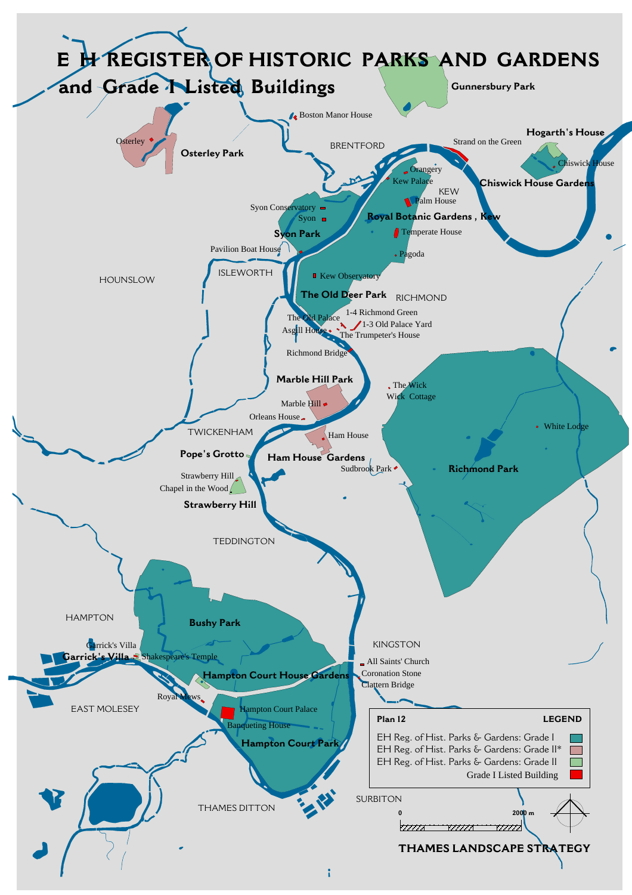# E H REGISTER OF HISTORIC PARKS AND GARDENS and Grade I Listed Buildings

Gunnersbury Park

Boston Manor House

Osterley

Osterley Park

BRENTFORD

Strand on the Green

Hogarth's House

Chiswick House

Chiswick House Gardens

Orangery

Kew Palace

KEW

Palm House

Royal Botanic Gardens , Kew

Syon Conservatory

Syon

Syon Park

Temperate House

Pavilion Boat House

Pagoda

HOUNSLOW

ISLEWORTH

Kew Observatory

The Old Deer Park

RICHMOND

1-4 Richmond Green

The Old Palace

1-3 Old Palace Yard

Asgill House

The Trumpeter's House

Richmond Bridge

Marble Hill Park

The Wick

Wick Cottage

Marble Hill

Orleans House

White Lodge

TWICKENHAM

Ham House

Pope's Grotto

Ham House Gardens

Sudbrook Park

Richmond Park

Strawberry Hill

Chapel in the Wood

Strawberry Hill

TEDDINGTON

HAMPTON

Bushy Park

KINGSTON

Garrick's Villa

Garrick's Villa

Shakespeare's Temple

All Saints' Church

Hampton Court House Gardens

Coronation Stone

Clattern Bridge

Royal Mews

EAST MOLESEY

Hampton Court Palace

Banqueting House

Hampton Court Park

| Plan 12 | LEGEND |
| --- | --- |
| EH Reg. of Hist. Parks & Gardens: Grade I | |
| EH Reg. of Hist. Parks & Gardens: Grade II* | |
| EH Reg. of Hist. Parks & Gardens: Grade II | |
| Grade I Listed Building | |

THAMES DITTON

SURBITON

0 2000 m

THAMES LANDSCAPE STRATEGY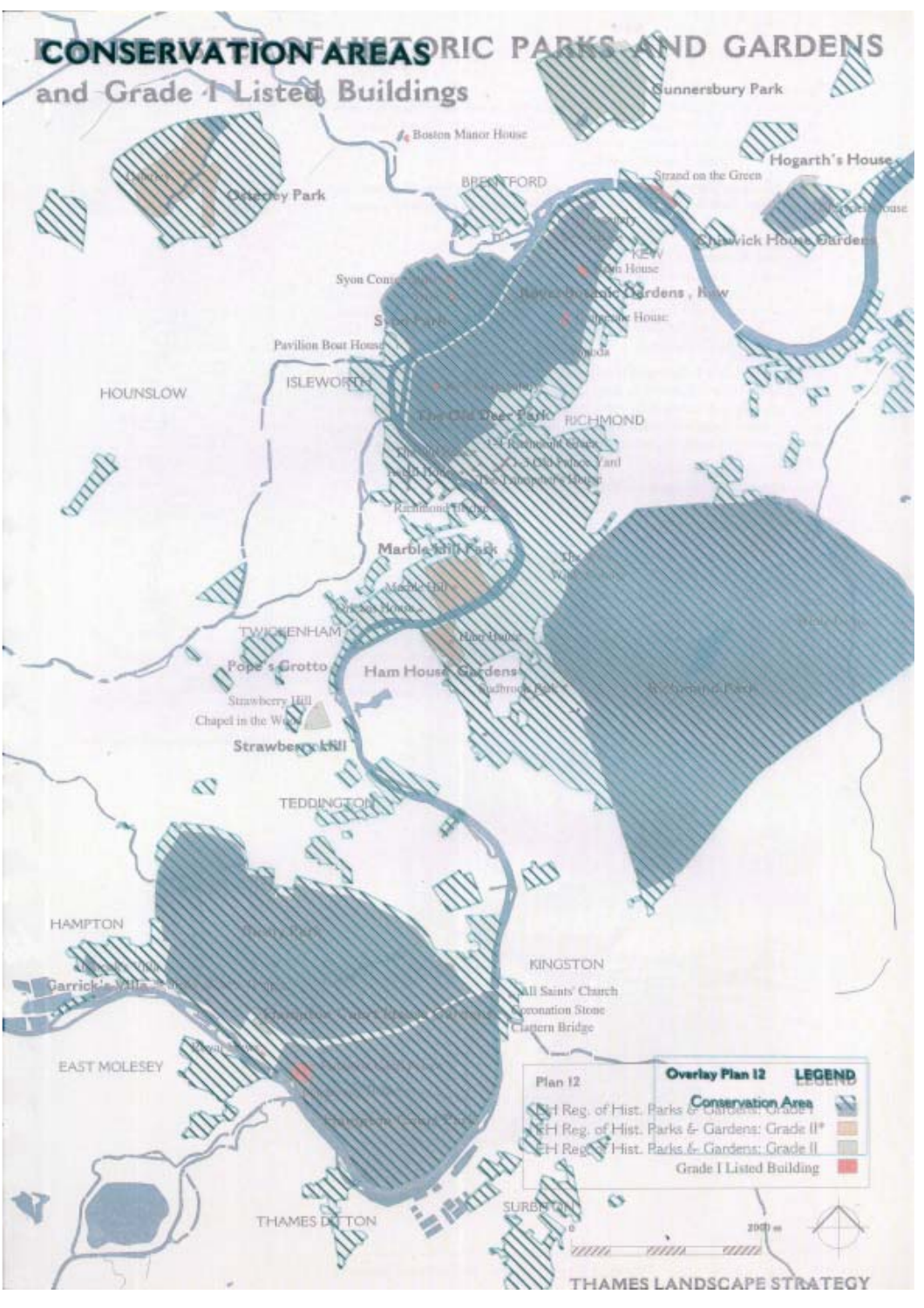# CONSERVATION AREAS

and Grade I Listed Buildings

HISTORIC PARKS AND GARDENS

Gunnersbury Park

Boston Manor House

BRENTFORD

Strand on the Green

Hogarth's House

Osterley Park

Chiswick House Gardens

KEW

Syon Park

Royal Botanic Gardens, Kew

Pavilion Boat House

ISLEWORTH

HOUNSLOW

The Old Deer Park

RICHMOND

Richmond Bridge

Marble Hill Park

Marble Hill

TWICKENHAM

Pope's Grotto

Ham House Gardens

Ham House

Richmond Park

Strawberry Hill

Chapel in the Wood

Strawberry Hill

TEDDINGTON

HAMPTON

Garrick's Villa

KINGSTON

All Saints' Church

Coronation Stone

Clattern Bridge

EAST MOLESEY

THAMES DITTON

SURBITON

| Plan 12 | Overlay Plan 12 LEGEND |
|---|---|
| Conservation Area | |
| EH Reg. of Hist. Parks & Gardens: Grade I | |
| EH Reg. of Hist. Parks & Gardens: Grade II* | |
| EH Reg. of Hist. Parks & Gardens: Grade II | |
| Grade I Listed Building | |

0 2000 m

THAMES LANDSCAPE STRATEGY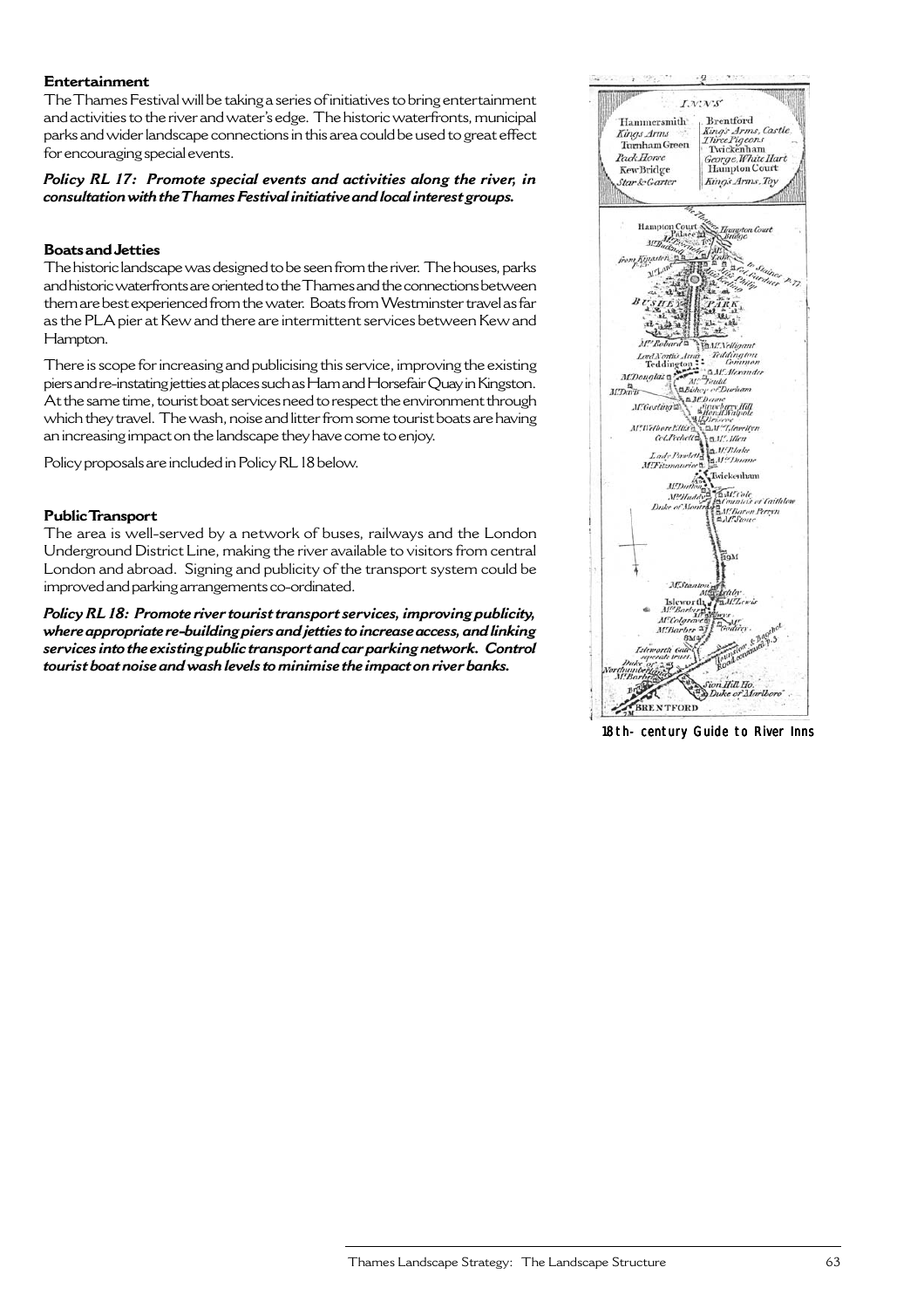## Entertainment

The Thames Festival will be taking a series of initiatives to bring entertainment and activities to the river and water's edge. The historic waterfronts, municipal parks and wider landscape connections in this area could be used to great effect for encouraging special events.

***Policy RL 17: Promote special events and activities along the river, in consultation with the Thames Festival initiative and local interest groups.***

## Boats and Jetties

The historic landscape was designed to be seen from the river. The houses, parks and historic waterfronts are oriented to the Thames and the connections between them are best experienced from the water. Boats from Westminster travel as far as the PLA pier at Kew and there are intermittent services between Kew and Hampton.

There is scope for increasing and publicising this service, improving the existing piers and re-instating jetties at places such as Ham and Horsefair Quay in Kingston. At the same time, tourist boat services need to respect the environment through which they travel. The wash, noise and litter from some tourist boats are having an increasing impact on the landscape they have come to enjoy.

Policy proposals are included in Policy RL 18 below.

## Public Transport

The area is well-served by a network of buses, railways and the London Underground District Line, making the river available to visitors from central London and abroad. Signing and publicity of the transport system could be improved and parking arrangements co-ordinated.

***Policy RL 18: Promote river tourist transport services, improving publicity, where appropriate re-building piers and jetties to increase access, and linking services into the existing public transport and car parking network. Control tourist boat noise and wash levels to minimise the impact on river banks.***

18th-century Guide to River Inns